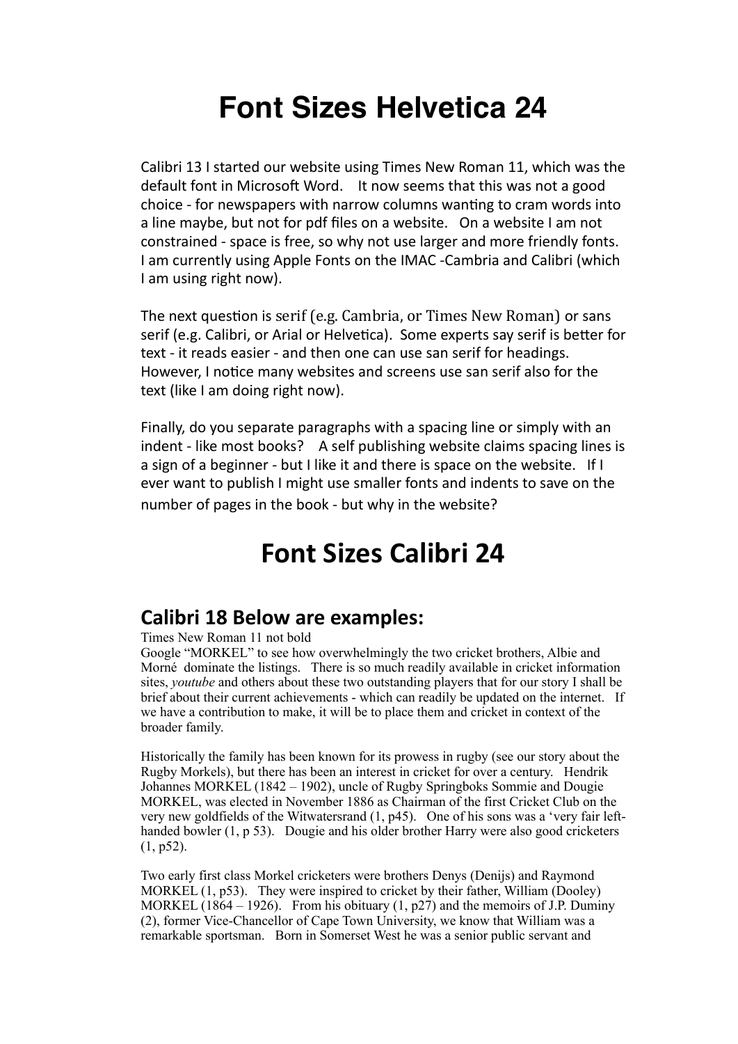# Font Sizes Helvetica 24

Calibri 13 I started our website using Times New Roman 11, which was the default font in Microsoft Word. It now seems that this was not a good choice - for newspapers with narrow columns wanting to cram words into a line maybe, but not for pdf files on a website. On a website I am not constrained - space is free, so why not use larger and more friendly fonts. I am currently using Apple Fonts on the IMAC -Cambria and Calibri (which I am using right now).

The next question is serif (e.g. Cambria, or Times New Roman) or sans serif (e.g. Calibri, or Arial or Helvetica). Some experts say serif is better for text - it reads easier - and then one can use san serif for headings. However, I notice many websites and screens use san serif also for the text (like I am doing right now).

Finally, do you separate paragraphs with a spacing line or simply with an indent - like most books? A self publishing website claims spacing lines is a sign of a beginner - but I like it and there is space on the website. If I ever want to publish I might use smaller fonts and indents to save on the number of pages in the book - but why in the website?

# Font Sizes Calibri 24

## Calibri 18 Below are examples:

Times New Roman 11 not bold

Google "MORKEL" to see how overwhelmingly the two cricket brothers, Albie and Morné dominate the listings. There is so much readily available in cricket information sites, *youtube* and others about these two outstanding players that for our story I shall be brief about their current achievements - which can readily be updated on the internet. If we have a contribution to make, it will be to place them and cricket in context of the broader family.

Historically the family has been known for its prowess in rugby (see our story about the Rugby Morkels), but there has been an interest in cricket for over a century. Hendrik Johannes MORKEL (1842 – 1902), uncle of Rugby Springboks Sommie and Dougie MORKEL, was elected in November 1886 as Chairman of the first Cricket Club on the very new goldfields of the Witwatersrand (1, p45). One of his sons was a 'very fair left-handed bowler (1, p 53). Dougie and his older brother Harry were also good cricketers (1, p52).

Two early first class Morkel cricketers were brothers Denys (Denijs) and Raymond MORKEL (1, p53). They were inspired to cricket by their father, William (Dooley) MORKEL (1864 – 1926). From his obituary (1, p27) and the memoirs of J.P. Duminy (2), former Vice-Chancellor of Cape Town University, we know that William was a remarkable sportsman. Born in Somerset West he was a senior public servant and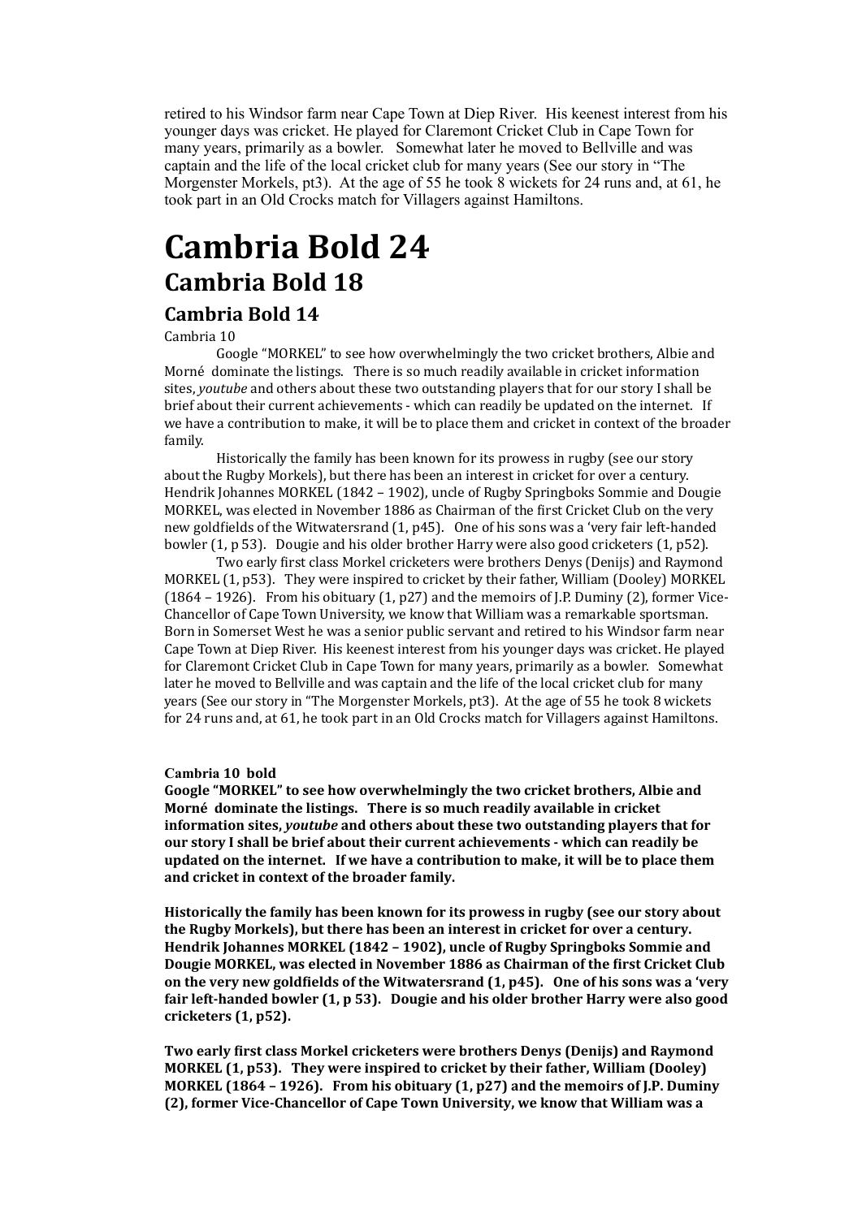retired to his Windsor farm near Cape Town at Diep River. His keenest interest from his younger days was cricket. He played for Claremont Cricket Club in Cape Town for many years, primarily as a bowler. Somewhat later he moved to Bellville and was captain and the life of the local cricket club for many years (See our story in "The Morgenster Morkels, pt3). At the age of 55 he took 8 wickets for 24 runs and, at 61, he took part in an Old Crocks match for Villagers against Hamiltons.

# Cambria Bold 24

## Cambria Bold 18

### Cambria Bold 14

Cambria 10

Google "MORKEL" to see how overwhelmingly the two cricket brothers, Albie and Morné dominate the listings. There is so much readily available in cricket information sites, *youtube* and others about these two outstanding players that for our story I shall be brief about their current achievements - which can readily be updated on the internet. If we have a contribution to make, it will be to place them and cricket in context of the broader family.

Historically the family has been known for its prowess in rugby (see our story about the Rugby Morkels), but there has been an interest in cricket for over a century. Hendrik Johannes MORKEL (1842 – 1902), uncle of Rugby Springboks Sommie and Dougie MORKEL, was elected in November 1886 as Chairman of the first Cricket Club on the very new goldfields of the Witwatersrand (1, p45). One of his sons was a 'very fair left-handed bowler (1, p 53). Dougie and his older brother Harry were also good cricketers (1, p52).

Two early first class Morkel cricketers were brothers Denys (Denijs) and Raymond MORKEL (1, p53). They were inspired to cricket by their father, William (Dooley) MORKEL (1864 – 1926). From his obituary (1, p27) and the memoirs of J.P. Duminy (2), former Vice-Chancellor of Cape Town University, we know that William was a remarkable sportsman. Born in Somerset West he was a senior public servant and retired to his Windsor farm near Cape Town at Diep River. His keenest interest from his younger days was cricket. He played for Claremont Cricket Club in Cape Town for many years, primarily as a bowler. Somewhat later he moved to Bellville and was captain and the life of the local cricket club for many years (See our story in "The Morgenster Morkels, pt3). At the age of 55 he took 8 wickets for 24 runs and, at 61, he took part in an Old Crocks match for Villagers against Hamiltons.

**Cambria 10 bold**

**Google "MORKEL" to see how overwhelmingly the two cricket brothers, Albie and Morné dominate the listings. There is so much readily available in cricket information sites, *youtube* and others about these two outstanding players that for our story I shall be brief about their current achievements - which can readily be updated on the internet. If we have a contribution to make, it will be to place them and cricket in context of the broader family.**

**Historically the family has been known for its prowess in rugby (see our story about the Rugby Morkels), but there has been an interest in cricket for over a century. Hendrik Johannes MORKEL (1842 – 1902), uncle of Rugby Springboks Sommie and Dougie MORKEL, was elected in November 1886 as Chairman of the first Cricket Club on the very new goldfields of the Witwatersrand (1, p45). One of his sons was a 'very fair left-handed bowler (1, p 53). Dougie and his older brother Harry were also good cricketers (1, p52).**

**Two early first class Morkel cricketers were brothers Denys (Denijs) and Raymond MORKEL (1, p53). They were inspired to cricket by their father, William (Dooley) MORKEL (1864 – 1926). From his obituary (1, p27) and the memoirs of J.P. Duminy (2), former Vice-Chancellor of Cape Town University, we know that William was a**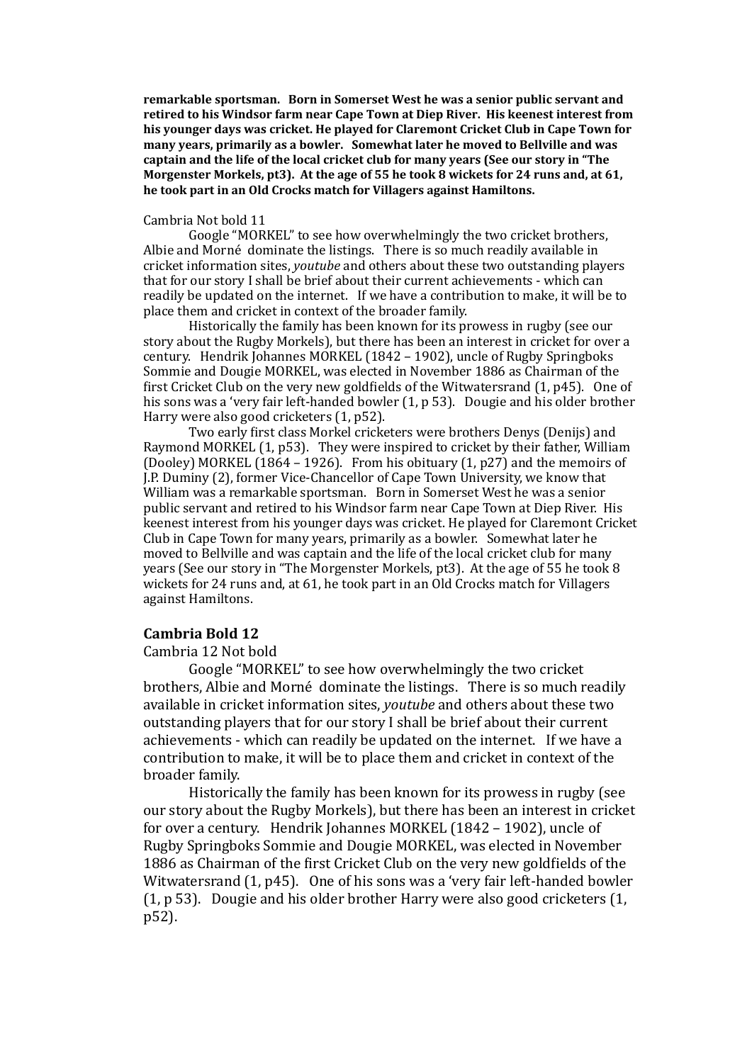**remarkable sportsman. Born in Somerset West he was a senior public servant and retired to his Windsor farm near Cape Town at Diep River. His keenest interest from his younger days was cricket. He played for Claremont Cricket Club in Cape Town for many years, primarily as a bowler. Somewhat later he moved to Bellville and was captain and the life of the local cricket club for many years (See our story in "The Morgenster Morkels, pt3). At the age of 55 he took 8 wickets for 24 runs and, at 61, he took part in an Old Crocks match for Villagers against Hamiltons.**

Cambria Not bold 11

Google "MORKEL" to see how overwhelmingly the two cricket brothers, Albie and Morné dominate the listings. There is so much readily available in cricket information sites, *youtube* and others about these two outstanding players that for our story I shall be brief about their current achievements - which can readily be updated on the internet. If we have a contribution to make, it will be to place them and cricket in context of the broader family.

Historically the family has been known for its prowess in rugby (see our story about the Rugby Morkels), but there has been an interest in cricket for over a century. Hendrik Johannes MORKEL (1842 – 1902), uncle of Rugby Springboks Sommie and Dougie MORKEL, was elected in November 1886 as Chairman of the first Cricket Club on the very new goldfields of the Witwatersrand (1, p45). One of his sons was a 'very fair left-handed bowler (1, p 53). Dougie and his older brother Harry were also good cricketers (1, p52).

Two early first class Morkel cricketers were brothers Denys (Denijs) and Raymond MORKEL (1, p53). They were inspired to cricket by their father, William (Dooley) MORKEL (1864 – 1926). From his obituary (1, p27) and the memoirs of J.P. Duminy (2), former Vice-Chancellor of Cape Town University, we know that William was a remarkable sportsman. Born in Somerset West he was a senior public servant and retired to his Windsor farm near Cape Town at Diep River. His keenest interest from his younger days was cricket. He played for Claremont Cricket Club in Cape Town for many years, primarily as a bowler. Somewhat later he moved to Bellville and was captain and the life of the local cricket club for many years (See our story in "The Morgenster Morkels, pt3). At the age of 55 he took 8 wickets for 24 runs and, at 61, he took part in an Old Crocks match for Villagers against Hamiltons.

**Cambria Bold 12**

Cambria 12 Not bold

Google "MORKEL" to see how overwhelmingly the two cricket brothers, Albie and Morné dominate the listings. There is so much readily available in cricket information sites, *youtube* and others about these two outstanding players that for our story I shall be brief about their current achievements - which can readily be updated on the internet. If we have a contribution to make, it will be to place them and cricket in context of the broader family.

Historically the family has been known for its prowess in rugby (see our story about the Rugby Morkels), but there has been an interest in cricket for over a century. Hendrik Johannes MORKEL (1842 – 1902), uncle of Rugby Springboks Sommie and Dougie MORKEL, was elected in November 1886 as Chairman of the first Cricket Club on the very new goldfields of the Witwatersrand (1, p45). One of his sons was a 'very fair left-handed bowler (1, p 53). Dougie and his older brother Harry were also good cricketers (1, p52).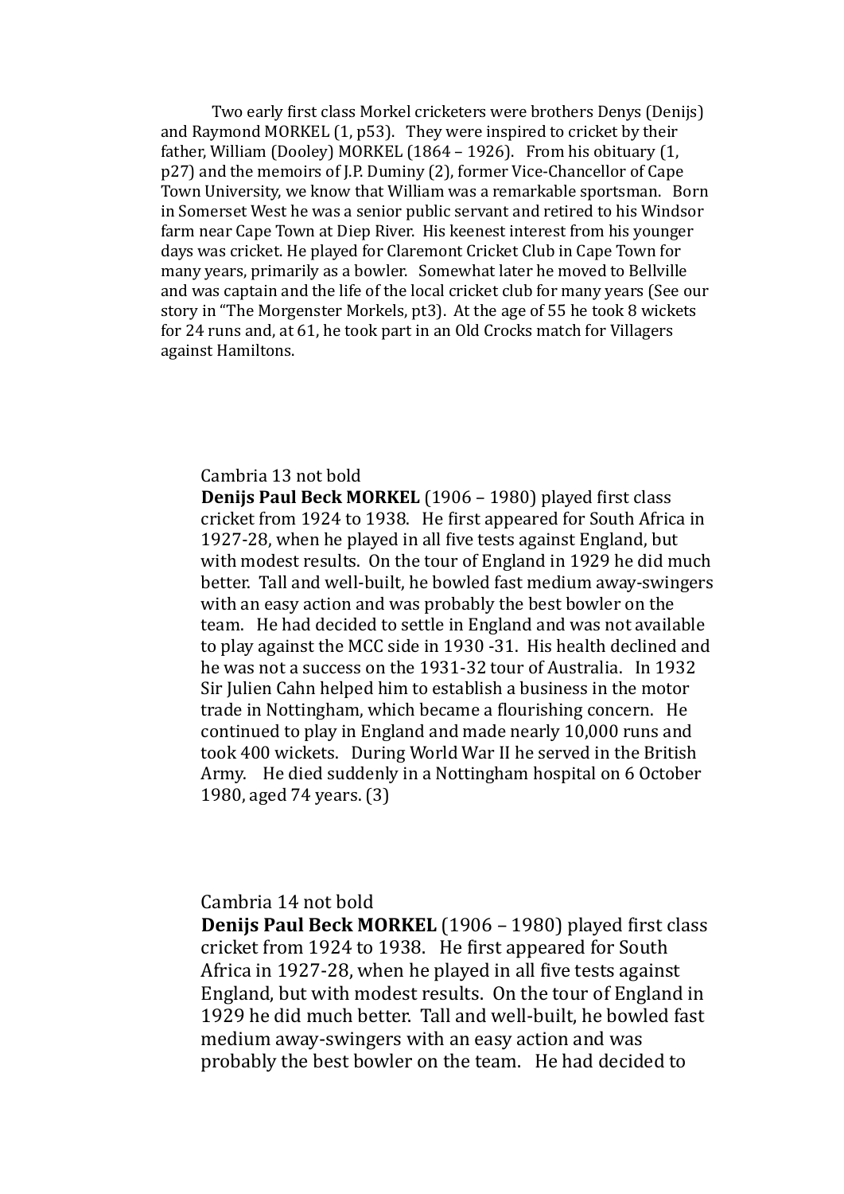Two early first class Morkel cricketers were brothers Denys (Denijs) and Raymond MORKEL (1, p53). They were inspired to cricket by their father, William (Dooley) MORKEL (1864 – 1926). From his obituary (1, p27) and the memoirs of J.P. Duminy (2), former Vice-Chancellor of Cape Town University, we know that William was a remarkable sportsman. Born in Somerset West he was a senior public servant and retired to his Windsor farm near Cape Town at Diep River. His keenest interest from his younger days was cricket. He played for Claremont Cricket Club in Cape Town for many years, primarily as a bowler. Somewhat later he moved to Bellville and was captain and the life of the local cricket club for many years (See our story in "The Morgenster Morkels, pt3). At the age of 55 he took 8 wickets for 24 runs and, at 61, he took part in an Old Crocks match for Villagers against Hamiltons.

Cambria 13 not bold

**Denijs Paul Beck MORKEL** (1906 – 1980) played first class cricket from 1924 to 1938. He first appeared for South Africa in 1927-28, when he played in all five tests against England, but with modest results. On the tour of England in 1929 he did much better. Tall and well-built, he bowled fast medium away-swingers with an easy action and was probably the best bowler on the team. He had decided to settle in England and was not available to play against the MCC side in 1930 -31. His health declined and he was not a success on the 1931-32 tour of Australia. In 1932 Sir Julien Cahn helped him to establish a business in the motor trade in Nottingham, which became a flourishing concern. He continued to play in England and made nearly 10,000 runs and took 400 wickets. During World War II he served in the British Army. He died suddenly in a Nottingham hospital on 6 October 1980, aged 74 years. (3)

Cambria 14 not bold

**Denijs Paul Beck MORKEL** (1906 – 1980) played first class cricket from 1924 to 1938. He first appeared for South Africa in 1927-28, when he played in all five tests against England, but with modest results. On the tour of England in 1929 he did much better. Tall and well-built, he bowled fast medium away-swingers with an easy action and was probably the best bowler on the team. He had decided to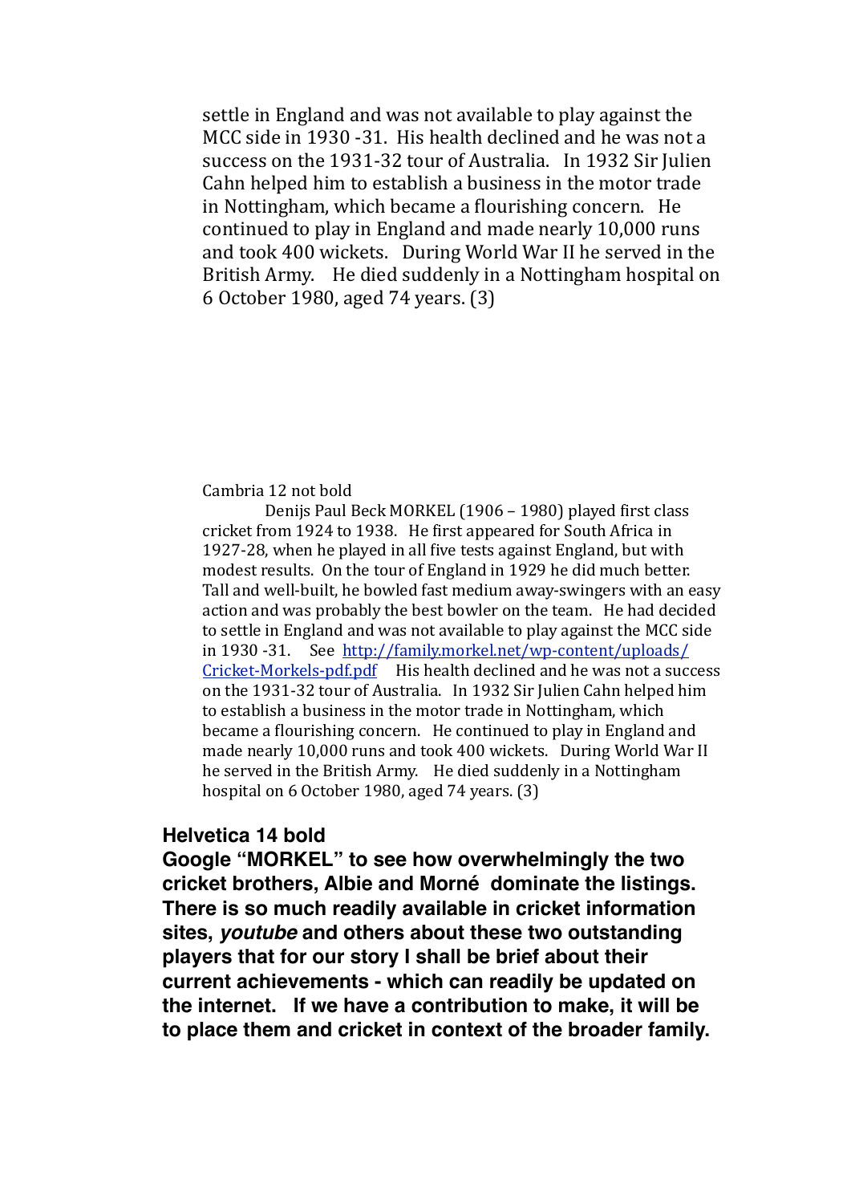settle in England and was not available to play against the MCC side in 1930 -31. His health declined and he was not a success on the 1931-32 tour of Australia. In 1932 Sir Julien Cahn helped him to establish a business in the motor trade in Nottingham, which became a flourishing concern. He continued to play in England and made nearly 10,000 runs and took 400 wickets. During World War II he served in the British Army. He died suddenly in a Nottingham hospital on 6 October 1980, aged 74 years. (3)

Cambria 12 not bold

Denijs Paul Beck MORKEL (1906 – 1980) played first class cricket from 1924 to 1938. He first appeared for South Africa in 1927-28, when he played in all five tests against England, but with modest results. On the tour of England in 1929 he did much better. Tall and well-built, he bowled fast medium away-swingers with an easy action and was probably the best bowler on the team. He had decided to settle in England and was not available to play against the MCC side in 1930 -31. See [http://family.morkel.net/wp-content/uploads/Cricket-Morkels-pdf.pdf](http://family.morkel.net/wp-content/uploads/Cricket-Morkels-pdf.pdf) His health declined and he was not a success on the 1931-32 tour of Australia. In 1932 Sir Julien Cahn helped him to establish a business in the motor trade in Nottingham, which became a flourishing concern. He continued to play in England and made nearly 10,000 runs and took 400 wickets. During World War II he served in the British Army. He died suddenly in a Nottingham hospital on 6 October 1980, aged 74 years. (3)

**Helvetica 14 bold**

**Google "MORKEL" to see how overwhelmingly the two cricket brothers, Albie and Morné dominate the listings. There is so much readily available in cricket information sites, *youtube* and others about these two outstanding players that for our story I shall be brief about their current achievements - which can readily be updated on the internet. If we have a contribution to make, it will be to place them and cricket in context of the broader family.**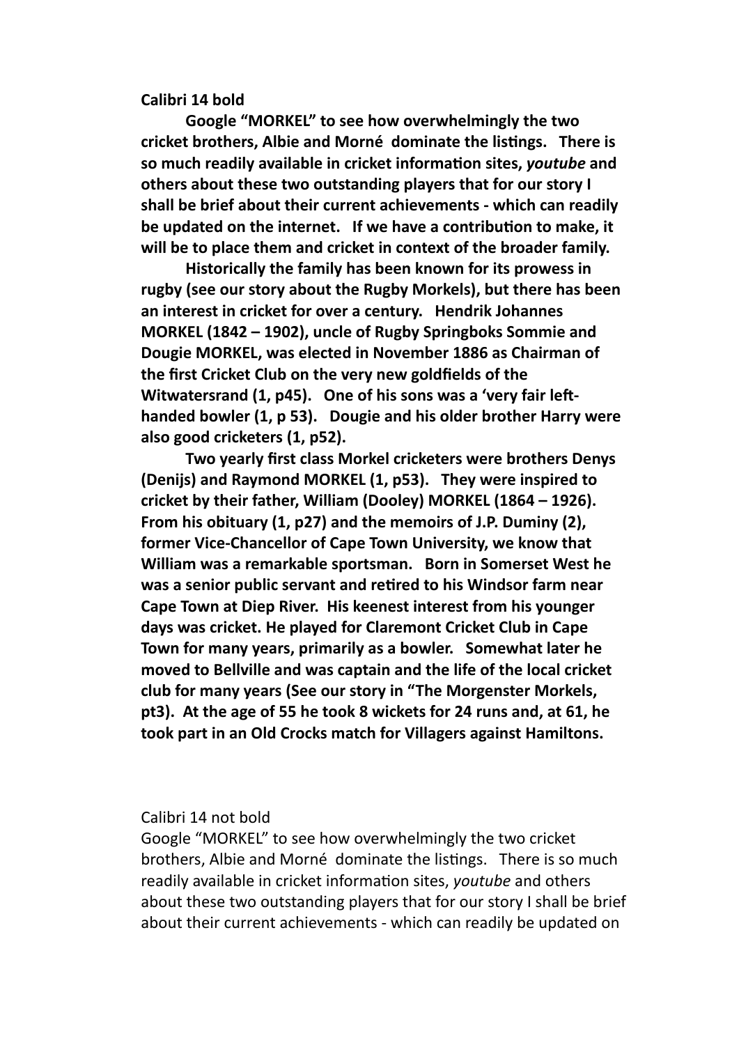**Calibri 14 bold**

**Google "MORKEL" to see how overwhelmingly the two cricket brothers, Albie and Morné dominate the listings. There is so much readily available in cricket information sites, *youtube* and others about these two outstanding players that for our story I shall be brief about their current achievements - which can readily be updated on the internet. If we have a contribution to make, it will be to place them and cricket in context of the broader family.**

**Historically the family has been known for its prowess in rugby (see our story about the Rugby Morkels), but there has been an interest in cricket for over a century. Hendrik Johannes MORKEL (1842 – 1902), uncle of Rugby Springboks Sommie and Dougie MORKEL, was elected in November 1886 as Chairman of the first Cricket Club on the very new goldfields of the Witwatersrand (1, p45). One of his sons was a 'very fair left-handed bowler (1, p 53). Dougie and his older brother Harry were also good cricketers (1, p52).**

**Two yearly first class Morkel cricketers were brothers Denys (Denijs) and Raymond MORKEL (1, p53). They were inspired to cricket by their father, William (Dooley) MORKEL (1864 – 1926). From his obituary (1, p27) and the memoirs of J.P. Duminy (2), former Vice-Chancellor of Cape Town University, we know that William was a remarkable sportsman. Born in Somerset West he was a senior public servant and retired to his Windsor farm near Cape Town at Diep River. His keenest interest from his younger days was cricket. He played for Claremont Cricket Club in Cape Town for many years, primarily as a bowler. Somewhat later he moved to Bellville and was captain and the life of the local cricket club for many years (See our story in "The Morgenster Morkels, pt3). At the age of 55 he took 8 wickets for 24 runs and, at 61, he took part in an Old Crocks match for Villagers against Hamiltons.**

Calibri 14 not bold

Google "MORKEL" to see how overwhelmingly the two cricket brothers, Albie and Morné dominate the listings. There is so much readily available in cricket information sites, *youtube* and others about these two outstanding players that for our story I shall be brief about their current achievements - which can readily be updated on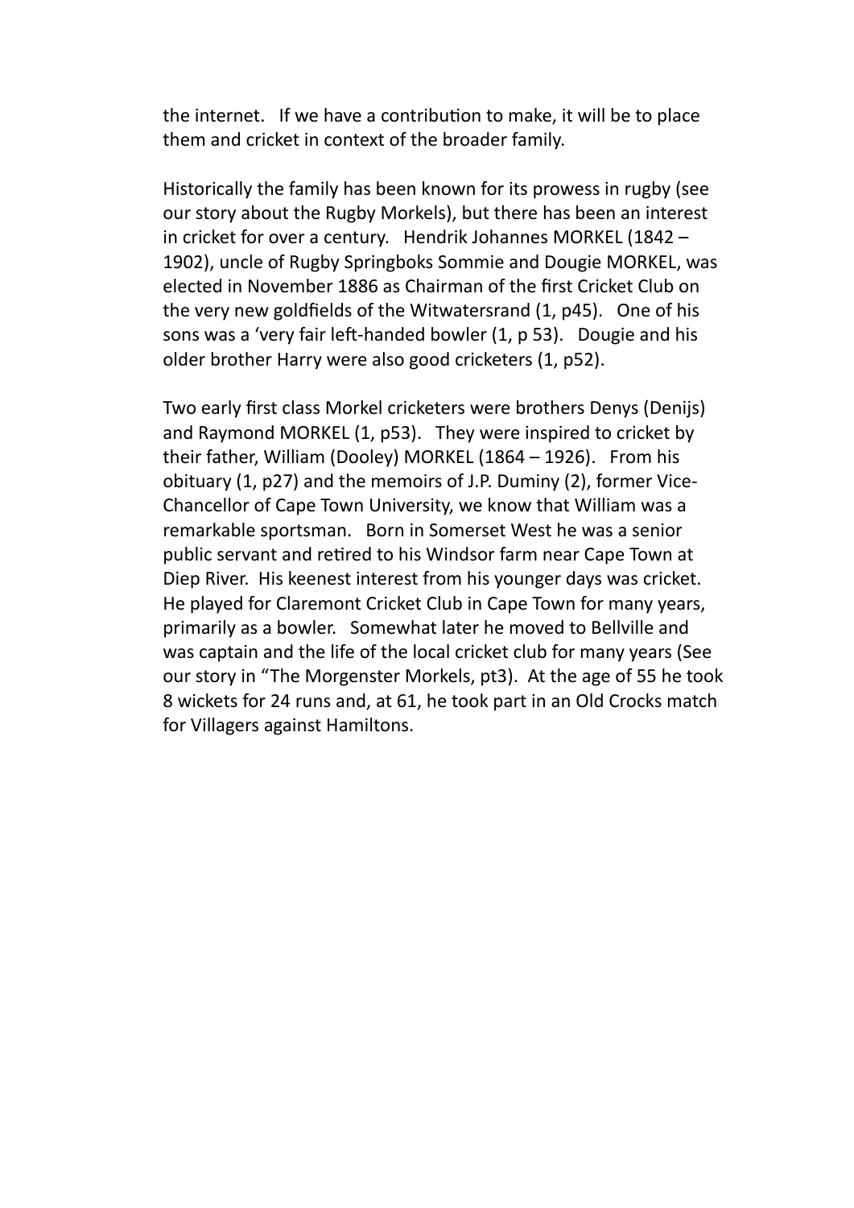the internet. If we have a contribution to make, it will be to place them and cricket in context of the broader family.

Historically the family has been known for its prowess in rugby (see our story about the Rugby Morkels), but there has been an interest in cricket for over a century. Hendrik Johannes MORKEL (1842 – 1902), uncle of Rugby Springboks Sommie and Dougie MORKEL, was elected in November 1886 as Chairman of the first Cricket Club on the very new goldfields of the Witwatersrand (1, p45). One of his sons was a 'very fair left-handed bowler (1, p 53). Dougie and his older brother Harry were also good cricketers (1, p52).

Two early first class Morkel cricketers were brothers Denys (Denijs) and Raymond MORKEL (1, p53). They were inspired to cricket by their father, William (Dooley) MORKEL (1864 – 1926). From his obituary (1, p27) and the memoirs of J.P. Duminy (2), former Vice-Chancellor of Cape Town University, we know that William was a remarkable sportsman. Born in Somerset West he was a senior public servant and retired to his Windsor farm near Cape Town at Diep River. His keenest interest from his younger days was cricket. He played for Claremont Cricket Club in Cape Town for many years, primarily as a bowler. Somewhat later he moved to Bellville and was captain and the life of the local cricket club for many years (See our story in "The Morgenster Morkels, pt3). At the age of 55 he took 8 wickets for 24 runs and, at 61, he took part in an Old Crocks match for Villagers against Hamiltons.